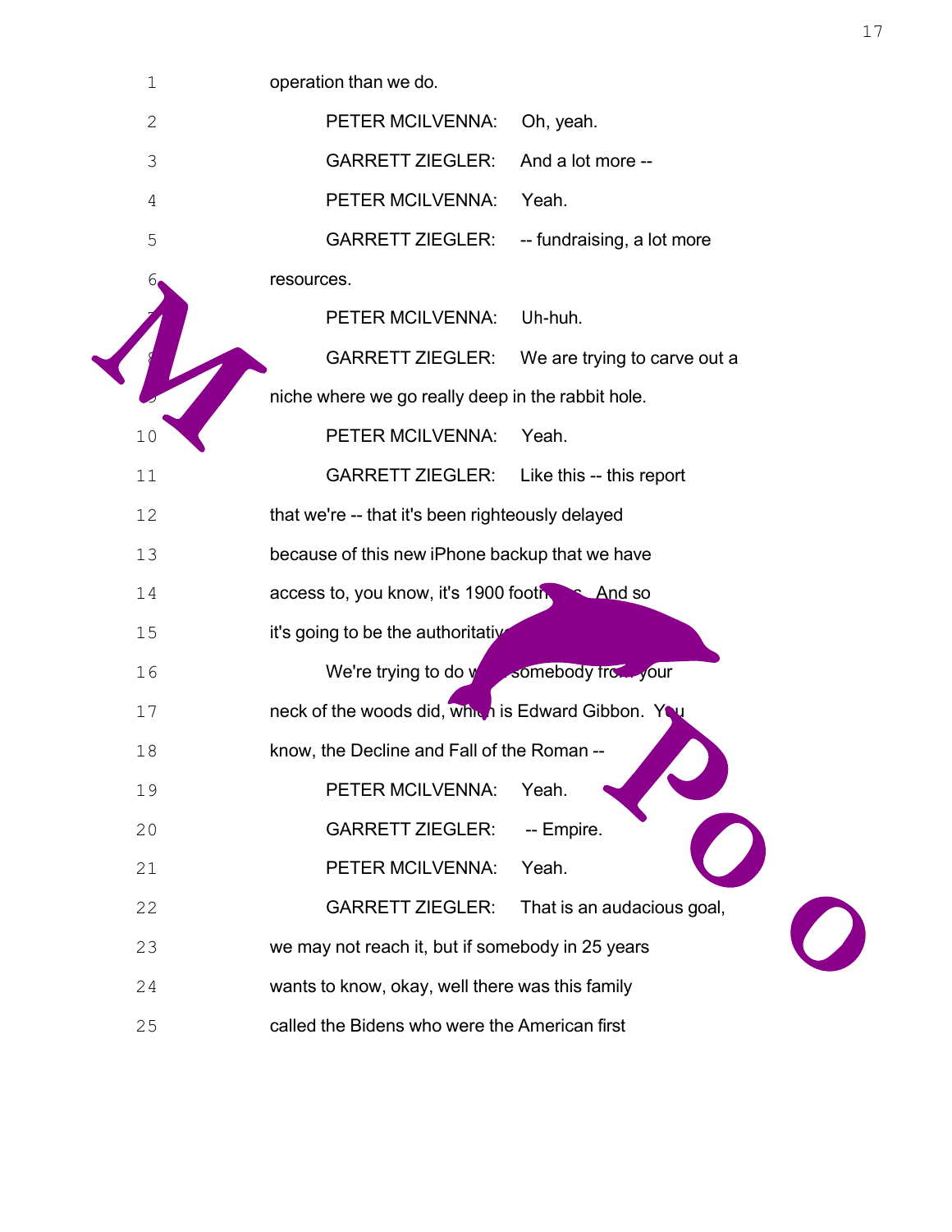operation than we do.

PETER MCILVENNA: Oh, yeah.

GARRETT ZIEGLER: And a lot more --

PETER MCILVENNA: Yeah.

GARRETT ZIEGLER: -- fundraising, a lot more resources.

PETER MCILVENNA: Uh-huh.

GARRETT ZIEGLER: We are trying to carve out a niche where we go really deep in the rabbit hole.

PETER MCILVENNA: Yeah.

GARRETT ZIEGLER: Like this -- this report that we're -- that it's been righteously delayed because of this new iPhone backup that we have access to, you know, it's 1900 footn... And so it's going to be the authoritativ...

We're trying to do w... somebody fro... your neck of the woods did, which is Edward Gibbon. You know, the Decline and Fall of the Roman --

PETER MCILVENNA: Yeah.

GARRETT ZIEGLER: -- Empire.

PETER MCILVENNA: Yeah.

GARRETT ZIEGLER: That is an audacious goal, we may not reach it, but if somebody in 25 years wants to know, okay, well there was this family called the Bidens who were the American first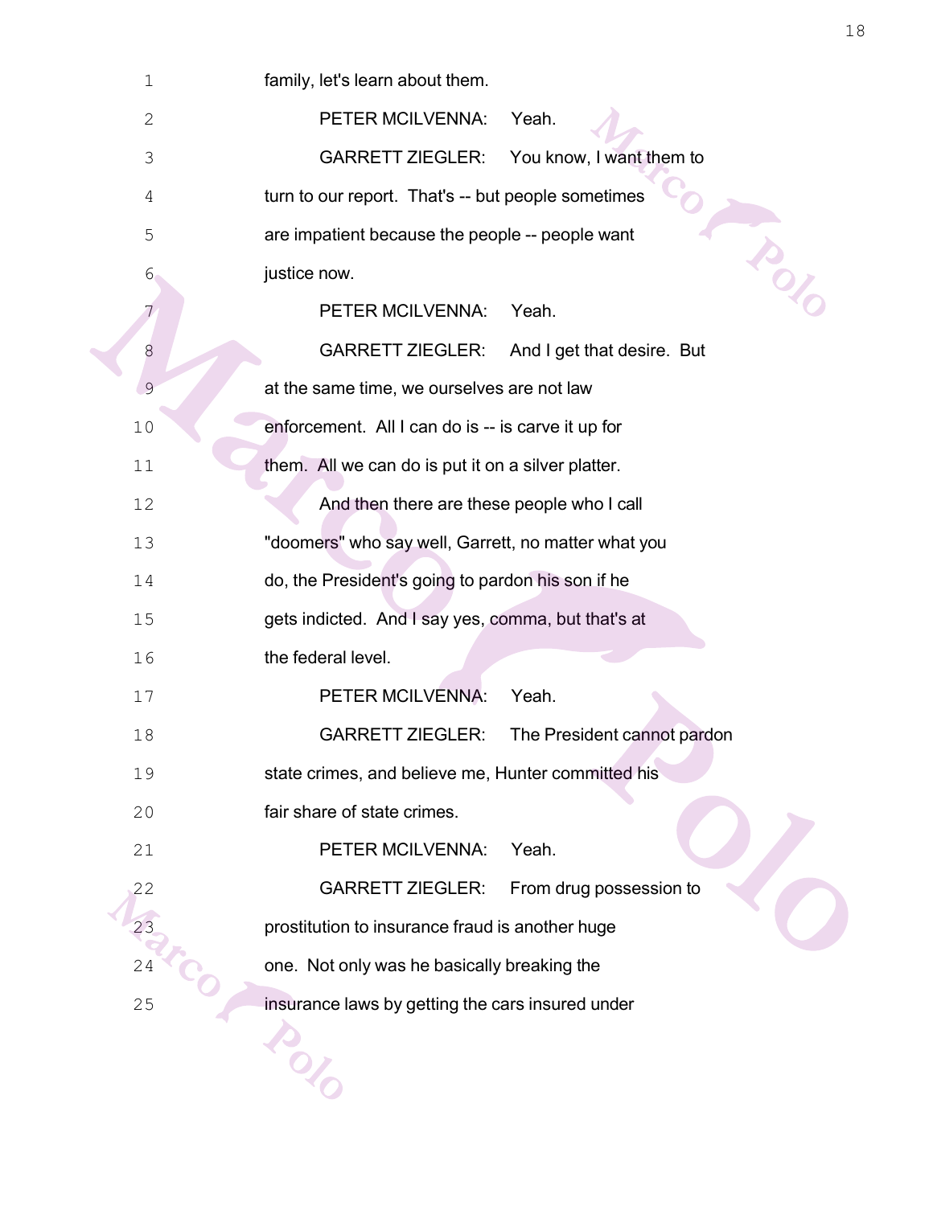family, let's learn about them.

PETER MCILVENNA: Yeah.

GARRETT ZIEGLER: You know, I want them to turn to our report. That's -- but people sometimes are impatient because the people -- people want justice now.

PETER MCILVENNA: Yeah.

GARRETT ZIEGLER: And I get that desire. But at the same time, we ourselves are not law enforcement. All I can do is -- is carve it up for them. All we can do is put it on a silver platter.

And then there are these people who I call "doomers" who say well, Garrett, no matter what you do, the President's going to pardon his son if he gets indicted. And I say yes, comma, but that's at the federal level.

PETER MCILVENNA: Yeah.

GARRETT ZIEGLER: The President cannot pardon state crimes, and believe me, Hunter committed his fair share of state crimes.

PETER MCILVENNA: Yeah.

GARRETT ZIEGLER: From drug possession to prostitution to insurance fraud is another huge one. Not only was he basically breaking the insurance laws by getting the cars insured under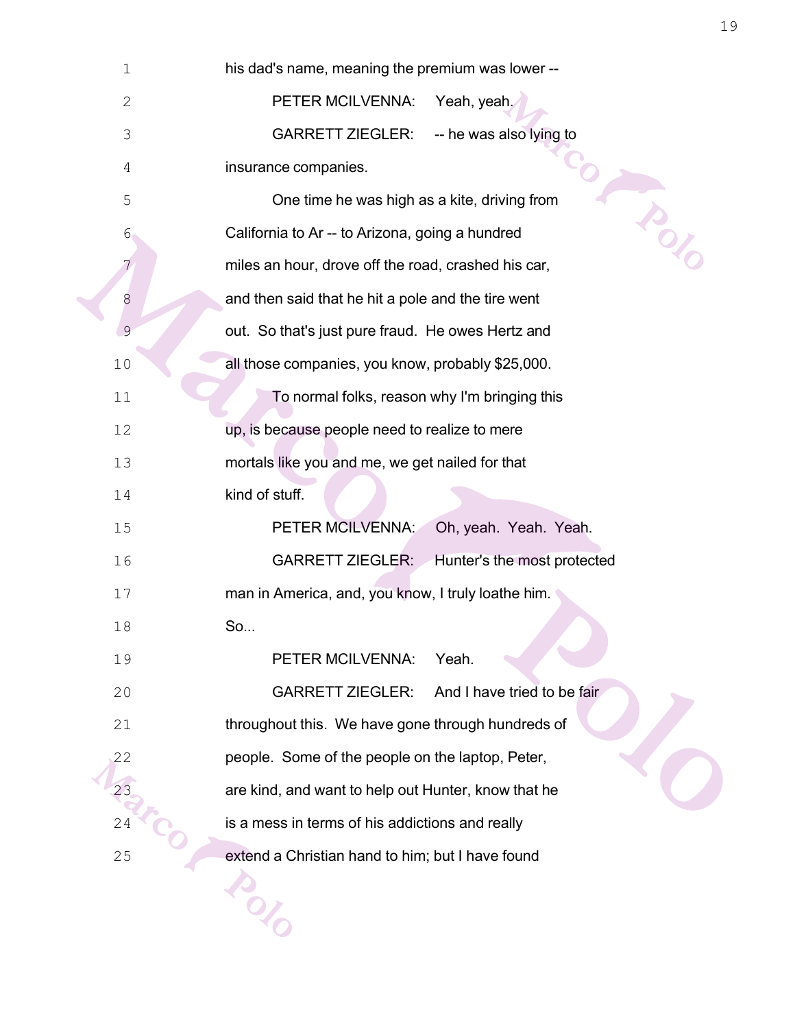his dad's name, meaning the premium was lower --

PETER MCILVENNA: Yeah, yeah.

GARRETT ZIEGLER: -- he was also lying to insurance companies.

One time he was high as a kite, driving from California to Ar -- to Arizona, going a hundred miles an hour, drove off the road, crashed his car, and then said that he hit a pole and the tire went out. So that's just pure fraud. He owes Hertz and all those companies, you know, probably $25,000.

To normal folks, reason why I'm bringing this up, is because people need to realize to mere mortals like you and me, we get nailed for that kind of stuff.

PETER MCILVENNA: Oh, yeah. Yeah. Yeah.

GARRETT ZIEGLER: Hunter's the most protected man in America, and, you know, I truly loathe him. So...

PETER MCILVENNA: Yeah.

GARRETT ZIEGLER: And I have tried to be fair throughout this. We have gone through hundreds of people. Some of the people on the laptop, Peter, are kind, and want to help out Hunter, know that he is a mess in terms of his addictions and really extend a Christian hand to him; but I have found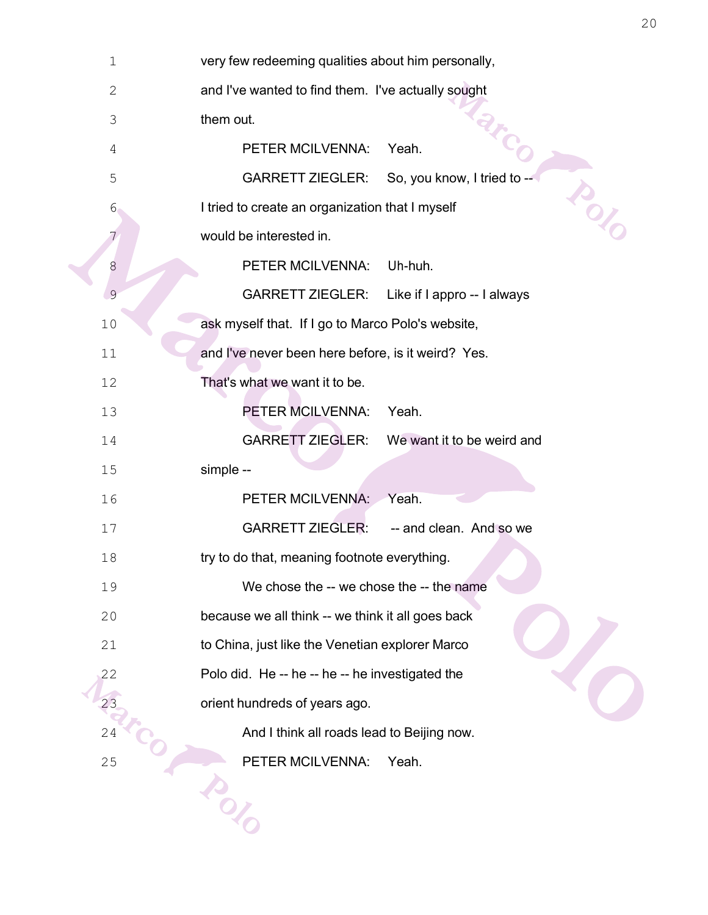1 very few redeeming qualities about him personally,

2 and I've wanted to find them. I've actually sought

3 them out.

4 PETER MCILVENNA: Yeah.

5 GARRETT ZIEGLER: So, you know, I tried to --

6 I tried to create an organization that I myself

7 would be interested in.

8 PETER MCILVENNA: Uh-huh.

9 GARRETT ZIEGLER: Like if I appro -- I always

10 ask myself that. If I go to Marco Polo's website,

11 and I've never been here before, is it weird? Yes.

12 That's what we want it to be.

13 PETER MCILVENNA: Yeah.

14 GARRETT ZIEGLER: We want it to be weird and

15 simple --

16 PETER MCILVENNA: Yeah.

17 GARRETT ZIEGLER: -- and clean. And so we

18 try to do that, meaning footnote everything.

19 We chose the -- we chose the -- the name

20 because we all think -- we think it all goes back

21 to China, just like the Venetian explorer Marco

22 Polo did. He -- he -- he -- he investigated the

23 orient hundreds of years ago.

24 And I think all roads lead to Beijing now.

25 PETER MCILVENNA: Yeah.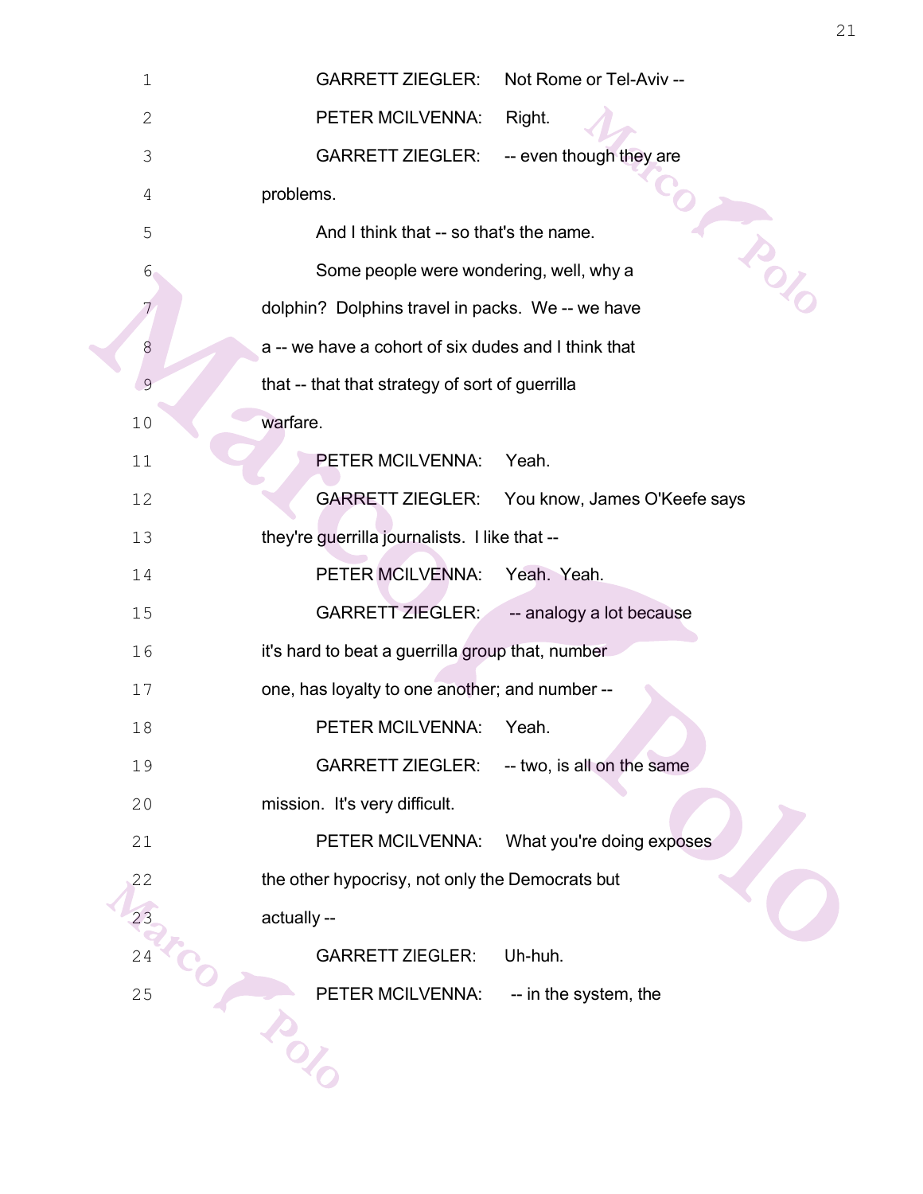GARRETT ZIEGLER: Not Rome or Tel-Aviv --

PETER MCILVENNA: Right.

GARRETT ZIEGLER: -- even though they are problems.

And I think that -- so that's the name.

Some people were wondering, well, why a dolphin? Dolphins travel in packs. We -- we have a -- we have a cohort of six dudes and I think that that -- that that strategy of sort of guerrilla warfare.

PETER MCILVENNA: Yeah.

GARRETT ZIEGLER: You know, James O'Keefe says they're guerrilla journalists. I like that --

PETER MCILVENNA: Yeah. Yeah.

GARRETT ZIEGLER: -- analogy a lot because it's hard to beat a guerrilla group that, number one, has loyalty to one another; and number --

PETER MCILVENNA: Yeah.

GARRETT ZIEGLER: -- two, is all on the same mission. It's very difficult.

PETER MCILVENNA: What you're doing exposes the other hypocrisy, not only the Democrats but actually --

GARRETT ZIEGLER: Uh-huh.

PETER MCILVENNA: -- in the system, the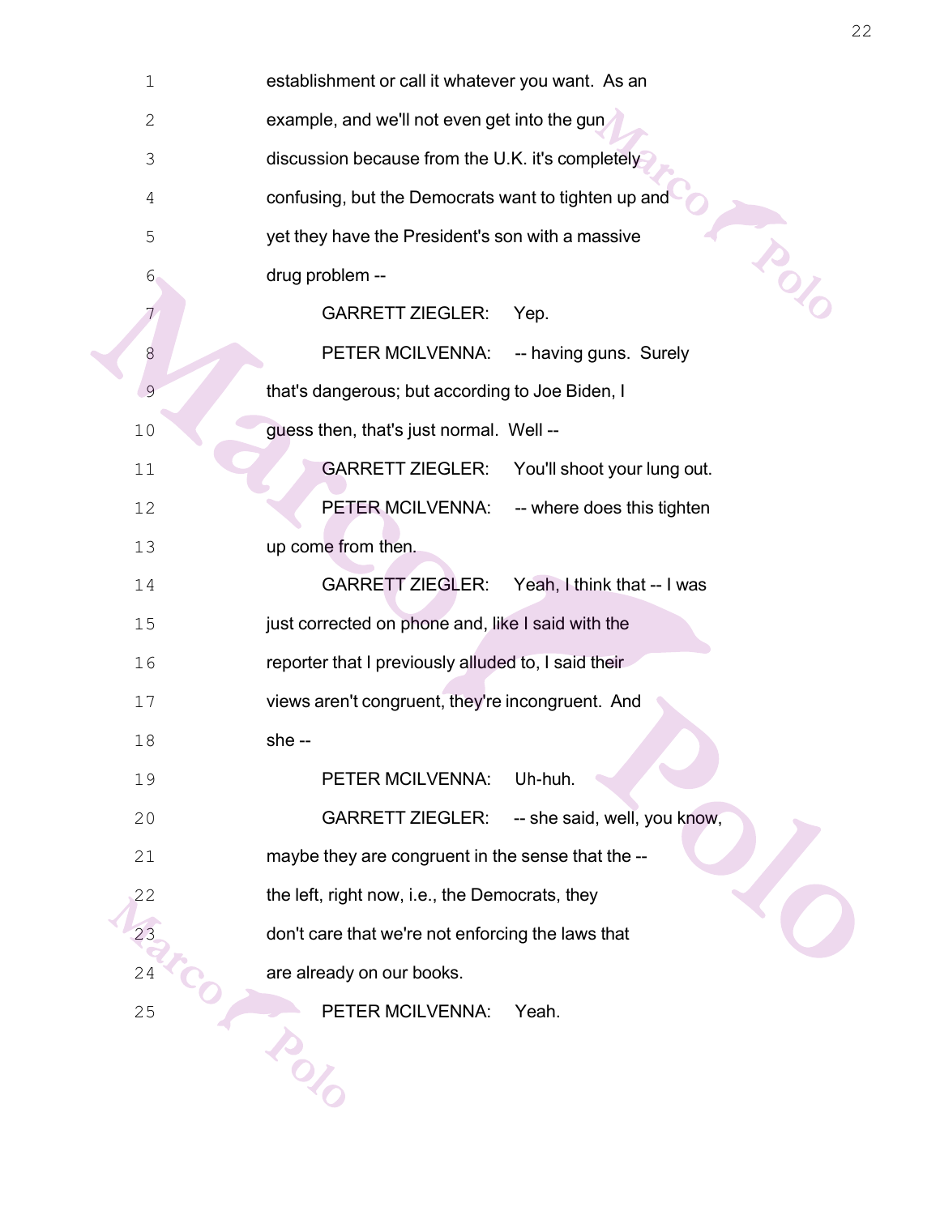1 establishment or call it whatever you want. As an

2 example, and we'll not even get into the gun

3 discussion because from the U.K. it's completely

4 confusing, but the Democrats want to tighten up and

5 yet they have the President's son with a massive

6 drug problem --

7 GARRETT ZIEGLER: Yep.

8 PETER MCILVENNA: -- having guns. Surely

9 that's dangerous; but according to Joe Biden, I

10 guess then, that's just normal. Well --

11 GARRETT ZIEGLER: You'll shoot your lung out.

12 PETER MCILVENNA: -- where does this tighten

13 up come from then.

14 GARRETT ZIEGLER: Yeah, I think that -- I was

15 just corrected on phone and, like I said with the

16 reporter that I previously alluded to, I said their

17 views aren't congruent, they're incongruent. And

18 she --

19 PETER MCILVENNA: Uh-huh.

20 GARRETT ZIEGLER: -- she said, well, you know,

21 maybe they are congruent in the sense that the --

22 the left, right now, i.e., the Democrats, they

23 don't care that we're not enforcing the laws that

24 are already on our books.

25 PETER MCILVENNA: Yeah.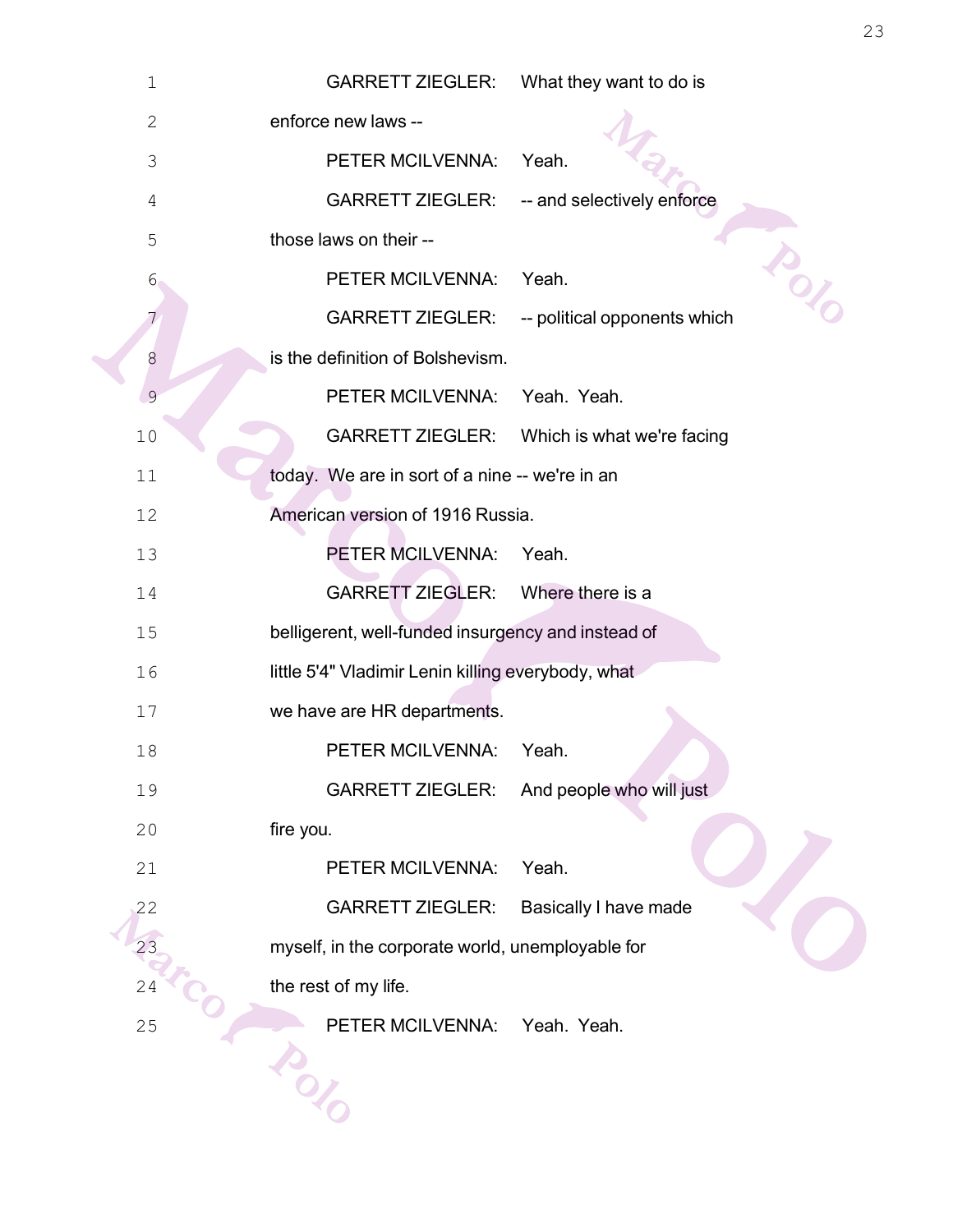1 GARRETT ZIEGLER: What they want to do is
2 enforce new laws --
3 PETER MCILVENNA: Yeah.
4 GARRETT ZIEGLER: -- and selectively enforce
5 those laws on their --
6 PETER MCILVENNA: Yeah.
7 GARRETT ZIEGLER: -- political opponents which
8 is the definition of Bolshevism.
9 PETER MCILVENNA: Yeah. Yeah.
10 GARRETT ZIEGLER: Which is what we're facing
11 today. We are in sort of a nine -- we're in an
12 American version of 1916 Russia.
13 PETER MCILVENNA: Yeah.
14 GARRETT ZIEGLER: Where there is a
15 belligerent, well-funded insurgency and instead of
16 little 5'4" Vladimir Lenin killing everybody, what
17 we have are HR departments.
18 PETER MCILVENNA: Yeah.
19 GARRETT ZIEGLER: And people who will just
20 fire you.
21 PETER MCILVENNA: Yeah.
22 GARRETT ZIEGLER: Basically I have made
23 myself, in the corporate world, unemployable for
24 the rest of my life.
25 PETER MCILVENNA: Yeah. Yeah.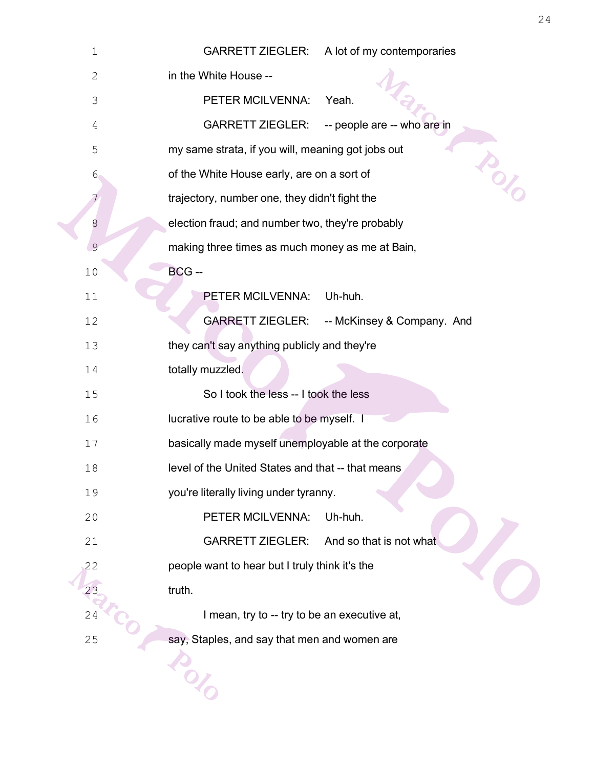GARRETT ZIEGLER: A lot of my contemporaries in the White House --

PETER MCILVENNA: Yeah.

GARRETT ZIEGLER: -- people are -- who are in my same strata, if you will, meaning got jobs out of the White House early, are on a sort of trajectory, number one, they didn't fight the election fraud; and number two, they're probably making three times as much money as me at Bain, BCG --

PETER MCILVENNA: Uh-huh.

GARRETT ZIEGLER: -- McKinsey & Company. And they can't say anything publicly and they're totally muzzled.

So I took the less -- I took the less lucrative route to be able to be myself. I basically made myself unemployable at the corporate level of the United States and that -- that means you're literally living under tyranny.

PETER MCILVENNA: Uh-huh.

GARRETT ZIEGLER: And so that is not what people want to hear but I truly think it's the truth.

I mean, try to -- try to be an executive at, say, Staples, and say that men and women are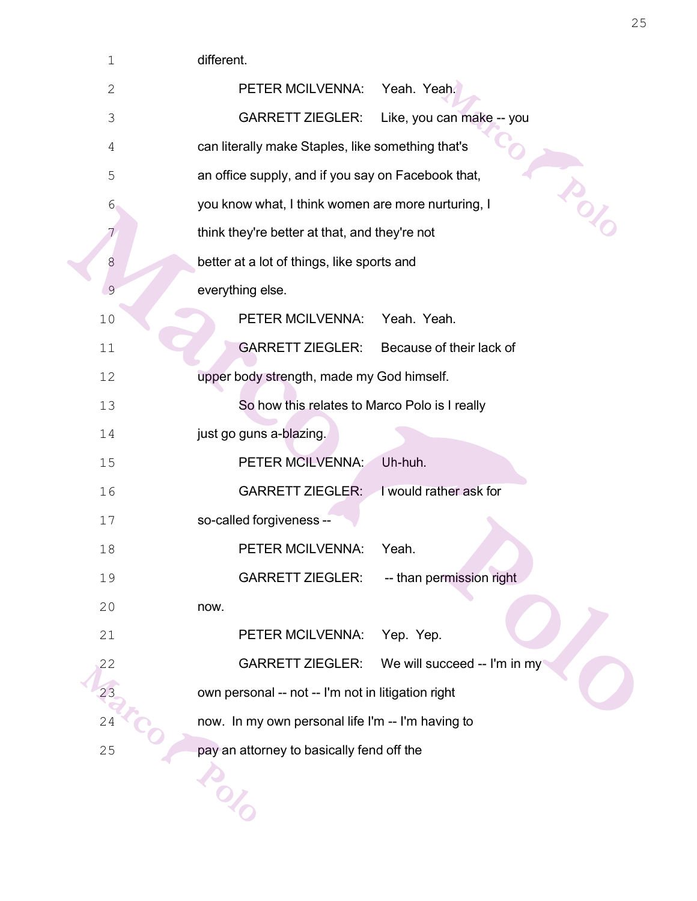1 different.

2 PETER MCILVENNA: Yeah. Yeah.

3 GARRETT ZIEGLER: Like, you can make -- you

4 can literally make Staples, like something that's

5 an office supply, and if you say on Facebook that,

6 you know what, I think women are more nurturing, I

7 think they're better at that, and they're not

8 better at a lot of things, like sports and

9 everything else.

10 PETER MCILVENNA: Yeah. Yeah.

11 GARRETT ZIEGLER: Because of their lack of

12 upper body strength, made my God himself.

13 So how this relates to Marco Polo is I really

14 just go guns a-blazing.

15 PETER MCILVENNA: Uh-huh.

16 GARRETT ZIEGLER: I would rather ask for

17 so-called forgiveness --

18 PETER MCILVENNA: Yeah.

19 GARRETT ZIEGLER: -- than permission right

20 now.

21 PETER MCILVENNA: Yep. Yep.

22 GARRETT ZIEGLER: We will succeed -- I'm in my

23 own personal -- not -- I'm not in litigation right

24 now. In my own personal life I'm -- I'm having to

25 pay an attorney to basically fend off the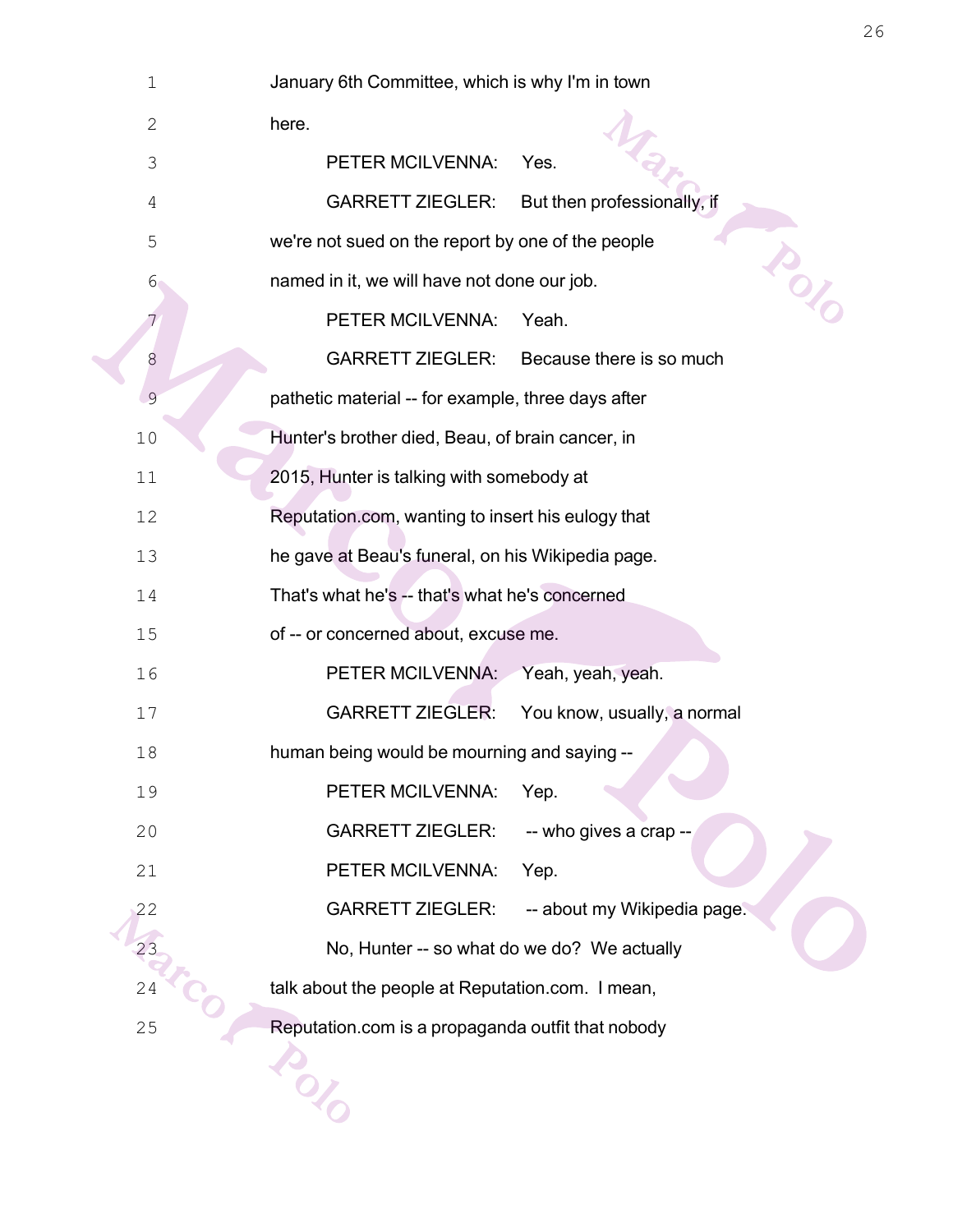January 6th Committee, which is why I'm in town here.

PETER MCILVENNA: Yes.

GARRETT ZIEGLER: But then professionally, if we're not sued on the report by one of the people named in it, we will have not done our job.

PETER MCILVENNA: Yeah.

GARRETT ZIEGLER: Because there is so much pathetic material -- for example, three days after Hunter's brother died, Beau, of brain cancer, in 2015, Hunter is talking with somebody at Reputation.com, wanting to insert his eulogy that he gave at Beau's funeral, on his Wikipedia page. That's what he's -- that's what he's concerned of -- or concerned about, excuse me.

PETER MCILVENNA: Yeah, yeah, yeah.

GARRETT ZIEGLER: You know, usually, a normal human being would be mourning and saying --

PETER MCILVENNA: Yep.

GARRETT ZIEGLER: -- who gives a crap --

PETER MCILVENNA: Yep.

GARRETT ZIEGLER: -- about my Wikipedia page.

No, Hunter -- so what do we do? We actually talk about the people at Reputation.com. I mean, Reputation.com is a propaganda outfit that nobody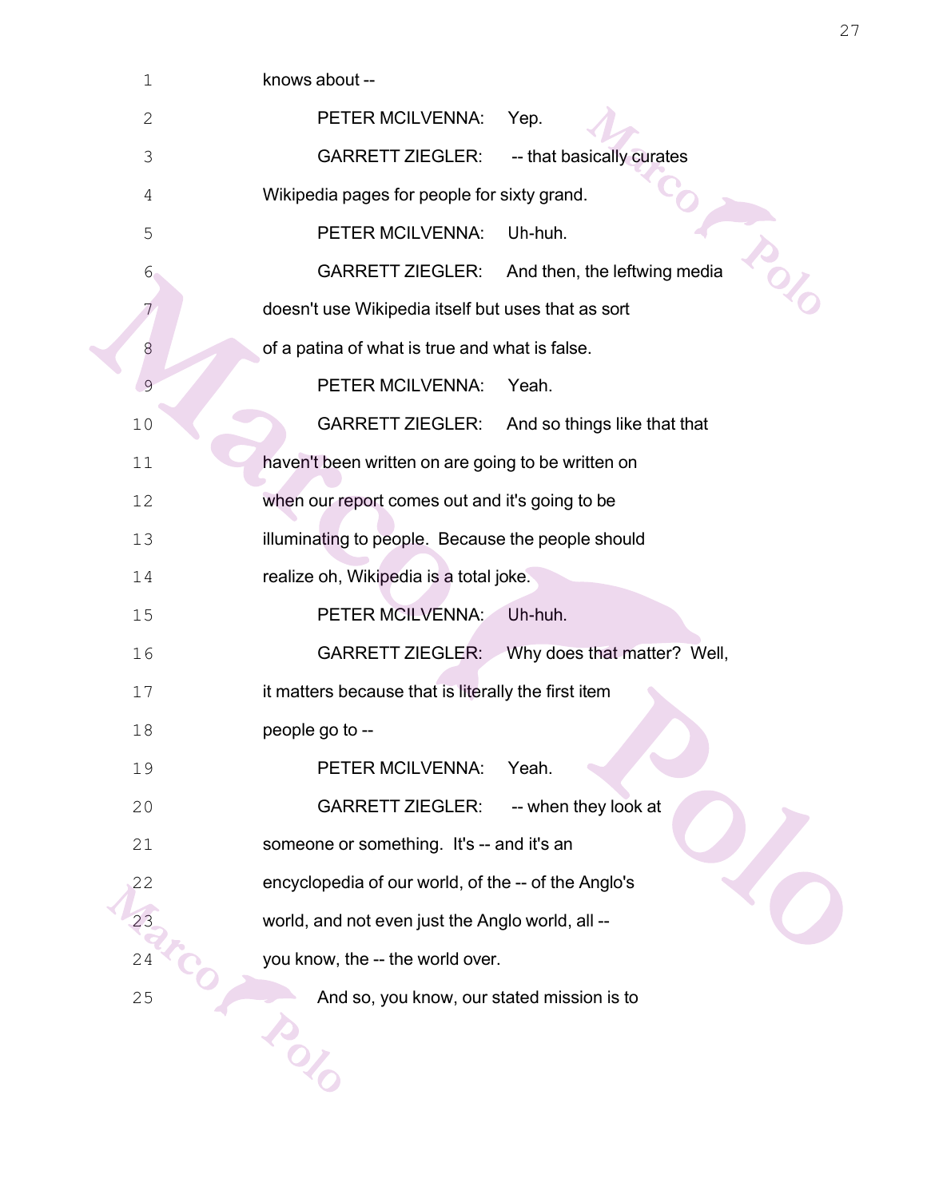1 knows about --

2 PETER MCILVENNA: Yep.

3 GARRETT ZIEGLER: -- that basically curates

4 Wikipedia pages for people for sixty grand.

5 PETER MCILVENNA: Uh-huh.

6 GARRETT ZIEGLER: And then, the leftwing media

7 doesn't use Wikipedia itself but uses that as sort

8 of a patina of what is true and what is false.

9 PETER MCILVENNA: Yeah.

10 GARRETT ZIEGLER: And so things like that that

11 haven't been written on are going to be written on

12 when our report comes out and it's going to be

13 illuminating to people. Because the people should

14 realize oh, Wikipedia is a total joke.

15 PETER MCILVENNA: Uh-huh.

16 GARRETT ZIEGLER: Why does that matter? Well,

17 it matters because that is literally the first item

18 people go to --

19 PETER MCILVENNA: Yeah.

20 GARRETT ZIEGLER: -- when they look at

21 someone or something. It's -- and it's an

22 encyclopedia of our world, of the -- of the Anglo's

23 world, and not even just the Anglo world, all --

24 you know, the -- the world over.

25 And so, you know, our stated mission is to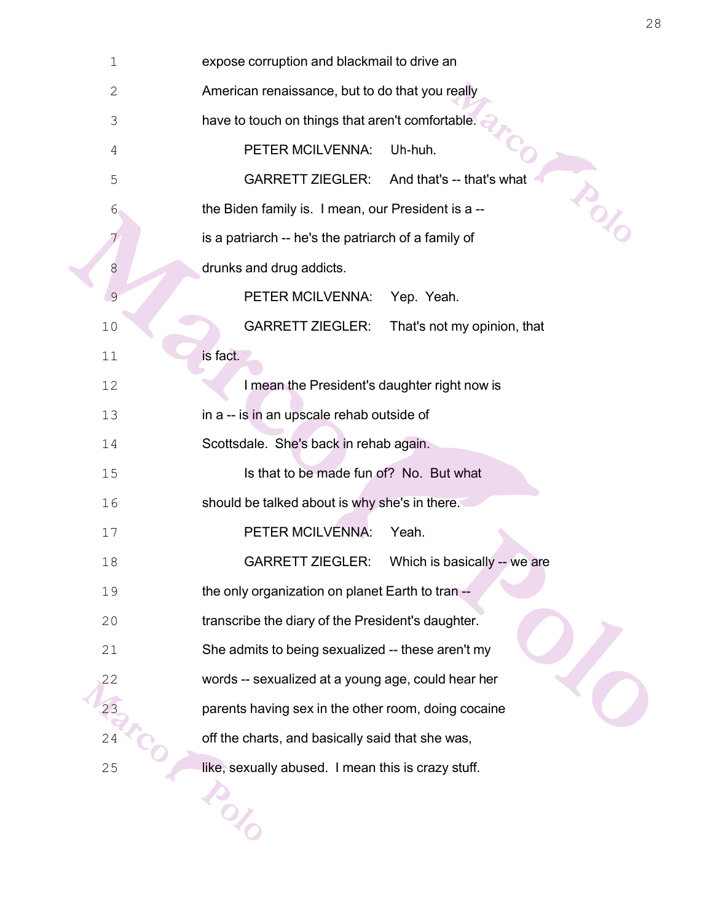expose corruption and blackmail to drive an American renaissance, but to do that you really have to touch on things that aren't comfortable.

PETER MCILVENNA: Uh-huh.

GARRETT ZIEGLER: And that's -- that's what the Biden family is. I mean, our President is a -- is a patriarch -- he's the patriarch of a family of drunks and drug addicts.

PETER MCILVENNA: Yep. Yeah.

GARRETT ZIEGLER: That's not my opinion, that is fact.

I mean the President's daughter right now is in a -- is in an upscale rehab outside of Scottsdale. She's back in rehab again.

Is that to be made fun of? No. But what should be talked about is why she's in there.

PETER MCILVENNA: Yeah.

GARRETT ZIEGLER: Which is basically -- we are the only organization on planet Earth to tran -- transcribe the diary of the President's daughter. She admits to being sexualized -- these aren't my words -- sexualized at a young age, could hear her parents having sex in the other room, doing cocaine off the charts, and basically said that she was, like, sexually abused. I mean this is crazy stuff.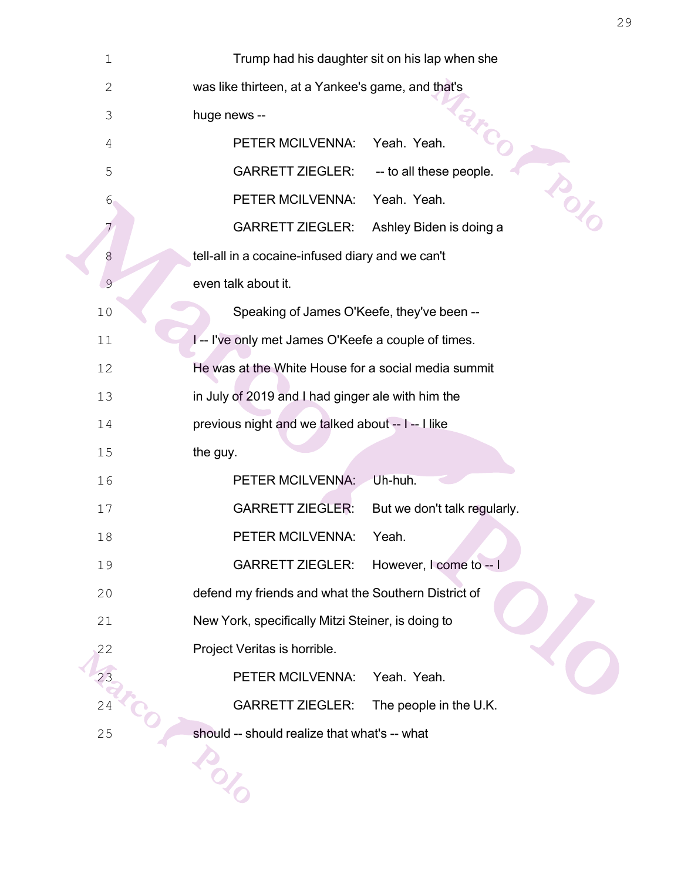1 Trump had his daughter sit on his lap when she

2 was like thirteen, at a Yankee's game, and that's

3 huge news --

4 PETER MCILVENNA: Yeah. Yeah.

5 GARRETT ZIEGLER: -- to all these people.

6 PETER MCILVENNA: Yeah. Yeah.

7 GARRETT ZIEGLER: Ashley Biden is doing a

8 tell-all in a cocaine-infused diary and we can't

9 even talk about it.

10 Speaking of James O'Keefe, they've been --

11 I -- I've only met James O'Keefe a couple of times.

12 He was at the White House for a social media summit

13 in July of 2019 and I had ginger ale with him the

14 previous night and we talked about -- I -- I like

15 the guy.

16 PETER MCILVENNA: Uh-huh.

17 GARRETT ZIEGLER: But we don't talk regularly.

18 PETER MCILVENNA: Yeah.

19 GARRETT ZIEGLER: However, I come to -- I

20 defend my friends and what the Southern District of

21 New York, specifically Mitzi Steiner, is doing to

22 Project Veritas is horrible.

23 PETER MCILVENNA: Yeah. Yeah.

24 GARRETT ZIEGLER: The people in the U.K.

25 should -- should realize that what's -- what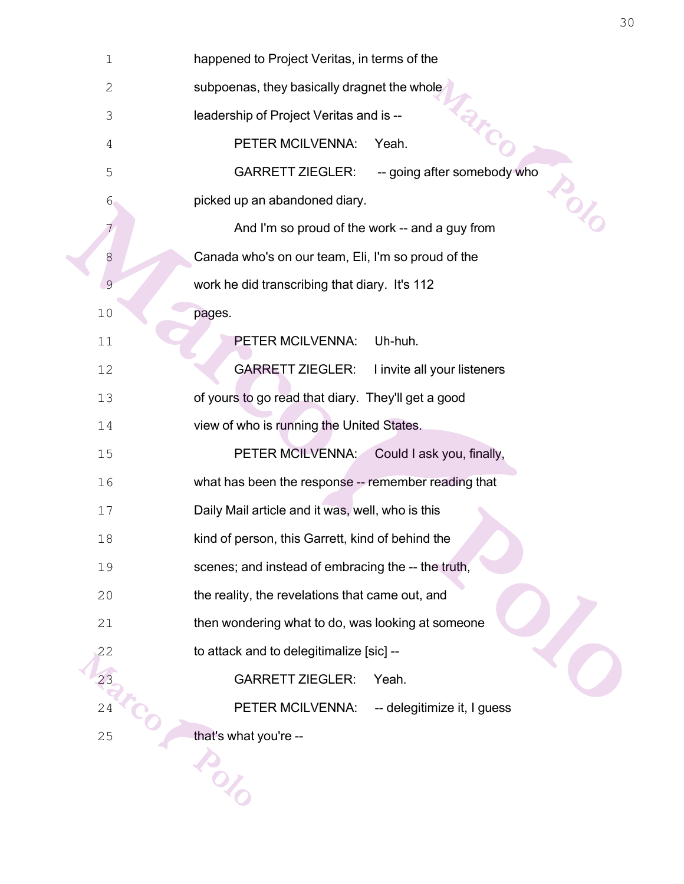happened to Project Veritas, in terms of the subpoenas, they basically dragnet the whole leadership of Project Veritas and is --

PETER MCILVENNA: Yeah.

GARRETT ZIEGLER: -- going after somebody who picked up an abandoned diary.

And I'm so proud of the work -- and a guy from Canada who's on our team, Eli, I'm so proud of the work he did transcribing that diary. It's 112 pages.

PETER MCILVENNA: Uh-huh.

GARRETT ZIEGLER: I invite all your listeners of yours to go read that diary. They'll get a good view of who is running the United States.

PETER MCILVENNA: Could I ask you, finally, what has been the response -- remember reading that Daily Mail article and it was, well, who is this kind of person, this Garrett, kind of behind the scenes; and instead of embracing the -- the truth, the reality, the revelations that came out, and then wondering what to do, was looking at someone to attack and to delegitimalize [sic] --

GARRETT ZIEGLER: Yeah.

PETER MCILVENNA: -- delegitimize it, I guess that's what you're --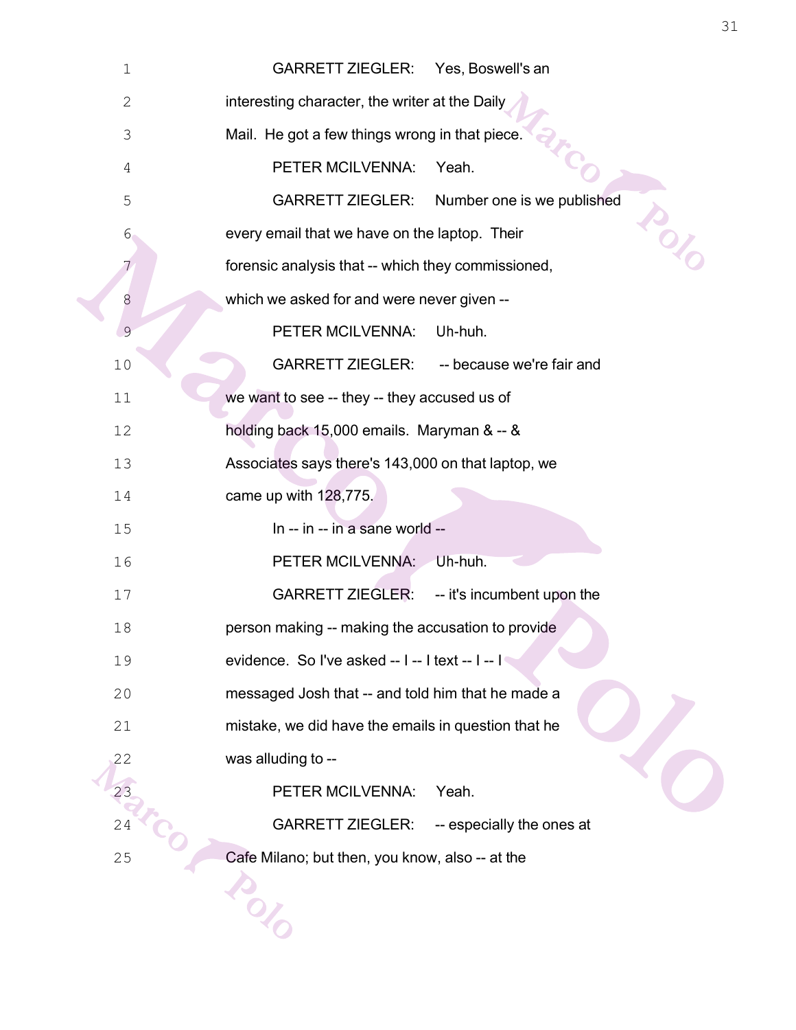GARRETT ZIEGLER: Yes, Boswell's an interesting character, the writer at the Daily Mail. He got a few things wrong in that piece.

PETER MCILVENNA: Yeah.

GARRETT ZIEGLER: Number one is we published every email that we have on the laptop. Their forensic analysis that -- which they commissioned, which we asked for and were never given --

PETER MCILVENNA: Uh-huh.

GARRETT ZIEGLER: -- because we're fair and we want to see -- they -- they accused us of holding back 15,000 emails. Maryman & -- & Associates says there's 143,000 on that laptop, we came up with 128,775.

In -- in -- in a sane world --

PETER MCILVENNA: Uh-huh.

GARRETT ZIEGLER: -- it's incumbent upon the person making -- making the accusation to provide evidence. So I've asked -- I -- I text -- I -- I messaged Josh that -- and told him that he made a mistake, we did have the emails in question that he was alluding to --

PETER MCILVENNA: Yeah.

GARRETT ZIEGLER: -- especially the ones at Cafe Milano; but then, you know, also -- at the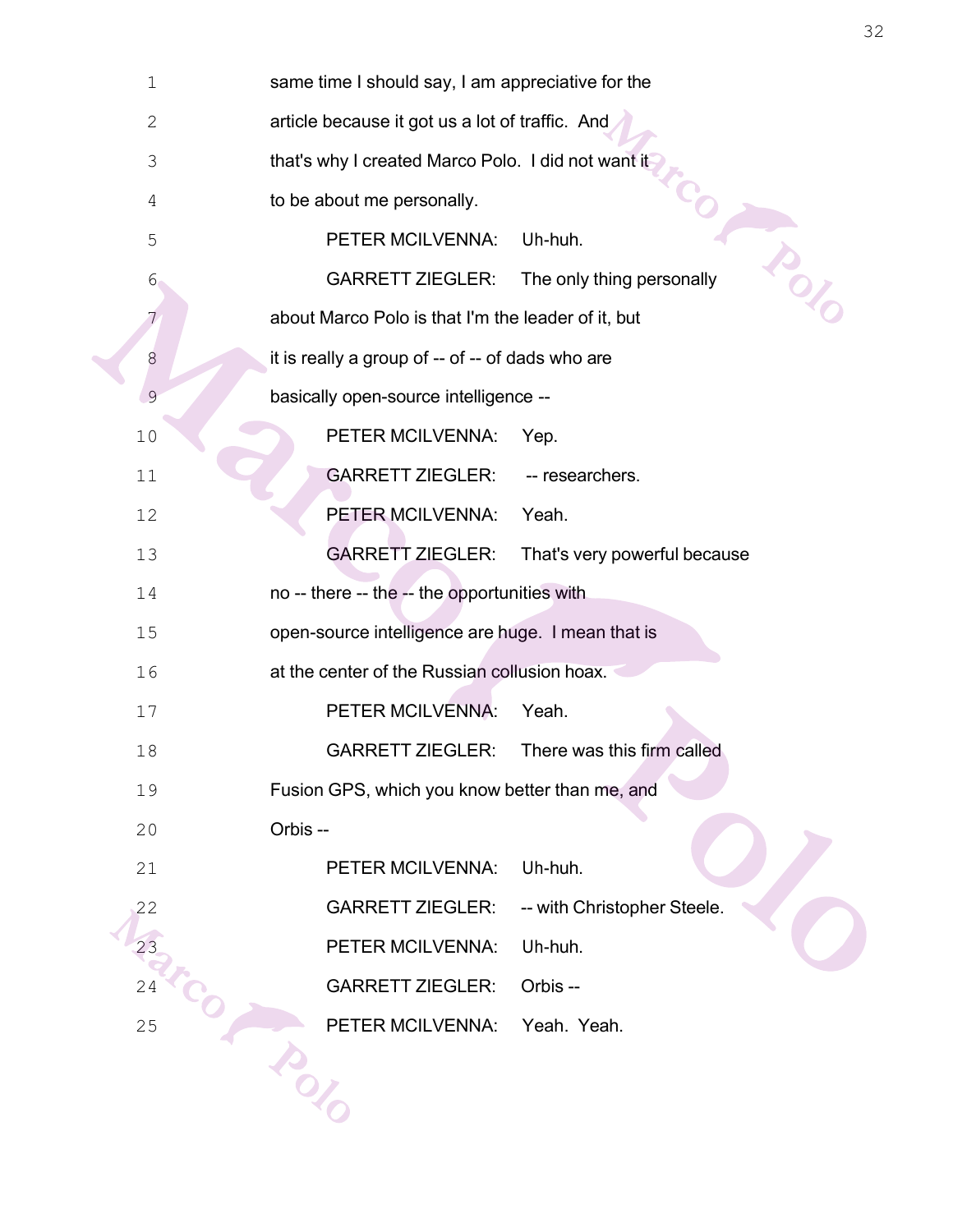1 same time I should say, I am appreciative for the

2 article because it got us a lot of traffic. And

3 that's why I created Marco Polo. I did not want it

4 to be about me personally.

5 PETER MCILVENNA: Uh-huh.

6 GARRETT ZIEGLER: The only thing personally

7 about Marco Polo is that I'm the leader of it, but

8 it is really a group of -- of -- of dads who are

9 basically open-source intelligence --

10 PETER MCILVENNA: Yep.

11 GARRETT ZIEGLER: -- researchers.

12 PETER MCILVENNA: Yeah.

13 GARRETT ZIEGLER: That's very powerful because

14 no -- there -- the -- the opportunities with

15 open-source intelligence are huge. I mean that is

16 at the center of the Russian collusion hoax.

17 PETER MCILVENNA: Yeah.

18 GARRETT ZIEGLER: There was this firm called

19 Fusion GPS, which you know better than me, and

20 Orbis --

21 PETER MCILVENNA: Uh-huh.

22 GARRETT ZIEGLER: -- with Christopher Steele.

23 PETER MCILVENNA: Uh-huh.

24 GARRETT ZIEGLER: Orbis --

25 PETER MCILVENNA: Yeah. Yeah.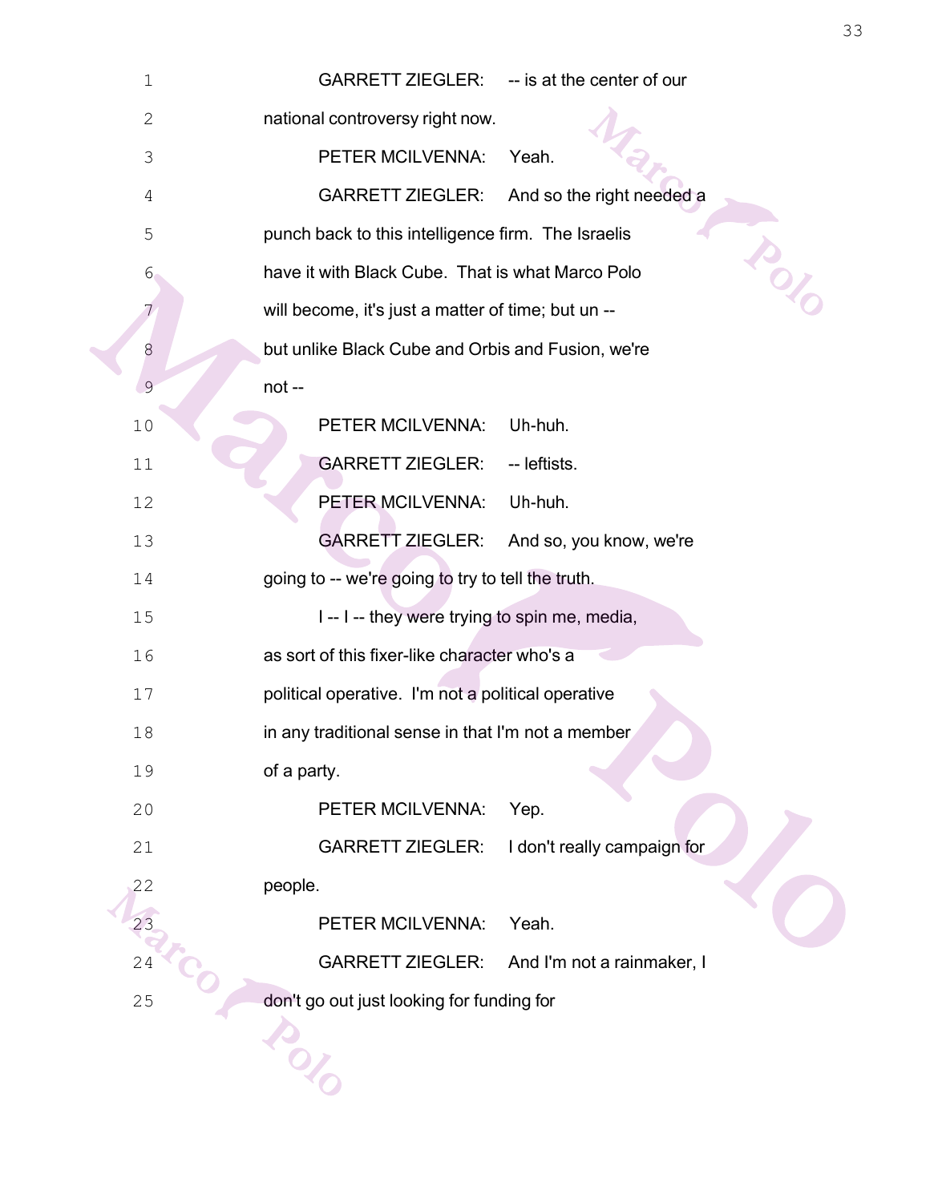1 GARRETT ZIEGLER: -- is at the center of our
2 national controversy right now.
3 PETER MCILVENNA: Yeah.
4 GARRETT ZIEGLER: And so the right needed a
5 punch back to this intelligence firm. The Israelis
6 have it with Black Cube. That is what Marco Polo
7 will become, it's just a matter of time; but un --
8 but unlike Black Cube and Orbis and Fusion, we're
9 not --
10 PETER MCILVENNA: Uh-huh.
11 GARRETT ZIEGLER: -- leftists.
12 PETER MCILVENNA: Uh-huh.
13 GARRETT ZIEGLER: And so, you know, we're
14 going to -- we're going to try to tell the truth.
15 I -- I -- they were trying to spin me, media,
16 as sort of this fixer-like character who's a
17 political operative. I'm not a political operative
18 in any traditional sense in that I'm not a member
19 of a party.
20 PETER MCILVENNA: Yep.
21 GARRETT ZIEGLER: I don't really campaign for
22 people.
23 PETER MCILVENNA: Yeah.
24 GARRETT ZIEGLER: And I'm not a rainmaker, I
25 don't go out just looking for funding for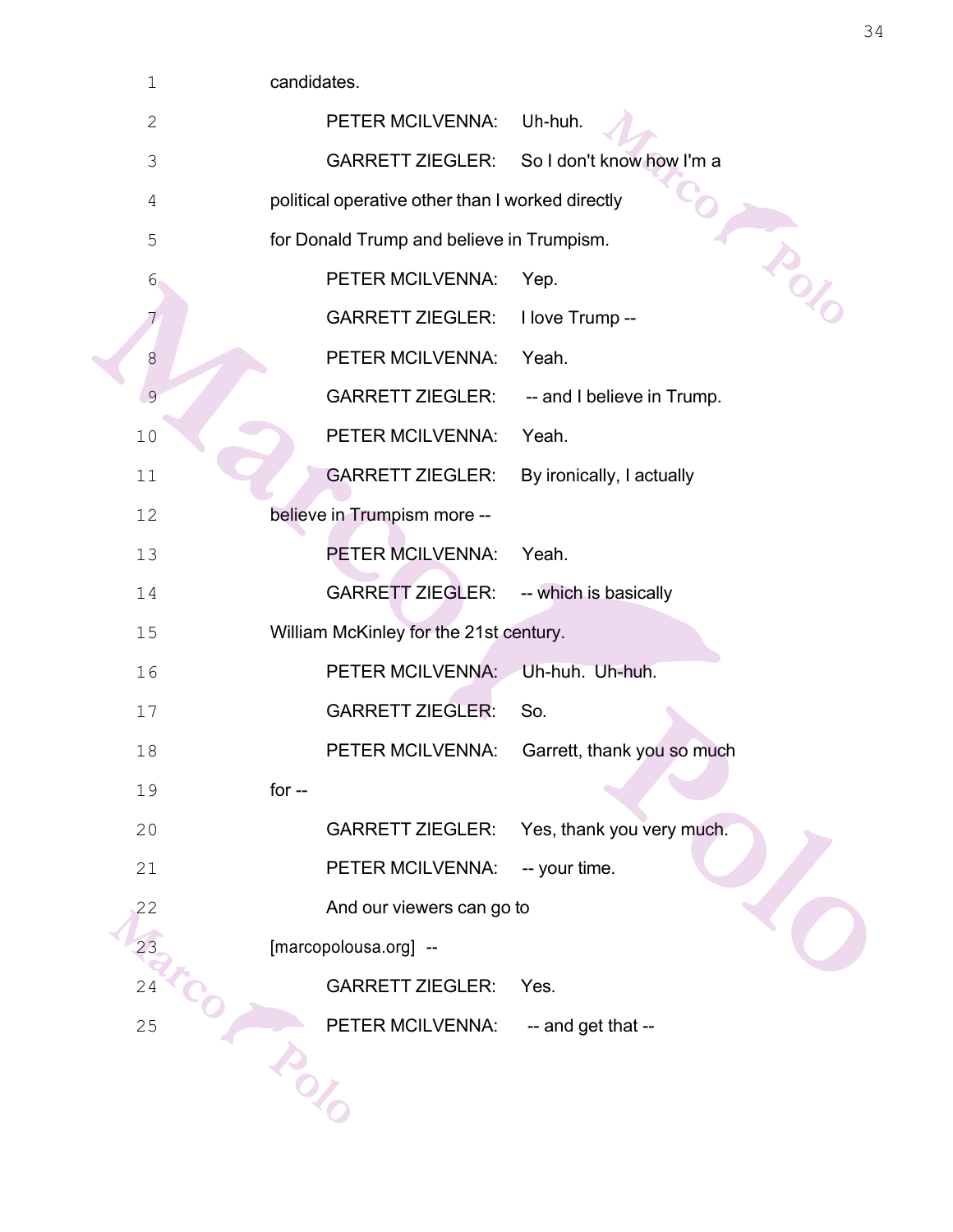1 candidates.

2 PETER MCILVENNA: Uh-huh.

3 GARRETT ZIEGLER: So I don't know how I'm a

4 political operative other than I worked directly

5 for Donald Trump and believe in Trumpism.

6 PETER MCILVENNA: Yep.

7 GARRETT ZIEGLER: I love Trump --

8 PETER MCILVENNA: Yeah.

9 GARRETT ZIEGLER: -- and I believe in Trump.

10 PETER MCILVENNA: Yeah.

11 GARRETT ZIEGLER: By ironically, I actually

12 believe in Trumpism more --

13 PETER MCILVENNA: Yeah.

14 GARRETT ZIEGLER: -- which is basically

15 William McKinley for the 21st century.

16 PETER MCILVENNA: Uh-huh. Uh-huh.

17 GARRETT ZIEGLER: So.

18 PETER MCILVENNA: Garrett, thank you so much

19 for --

20 GARRETT ZIEGLER: Yes, thank you very much.

21 PETER MCILVENNA: -- your time.

22 And our viewers can go to

23 [marcopolousa.org] --

24 GARRETT ZIEGLER: Yes.

25 PETER MCILVENNA: -- and get that --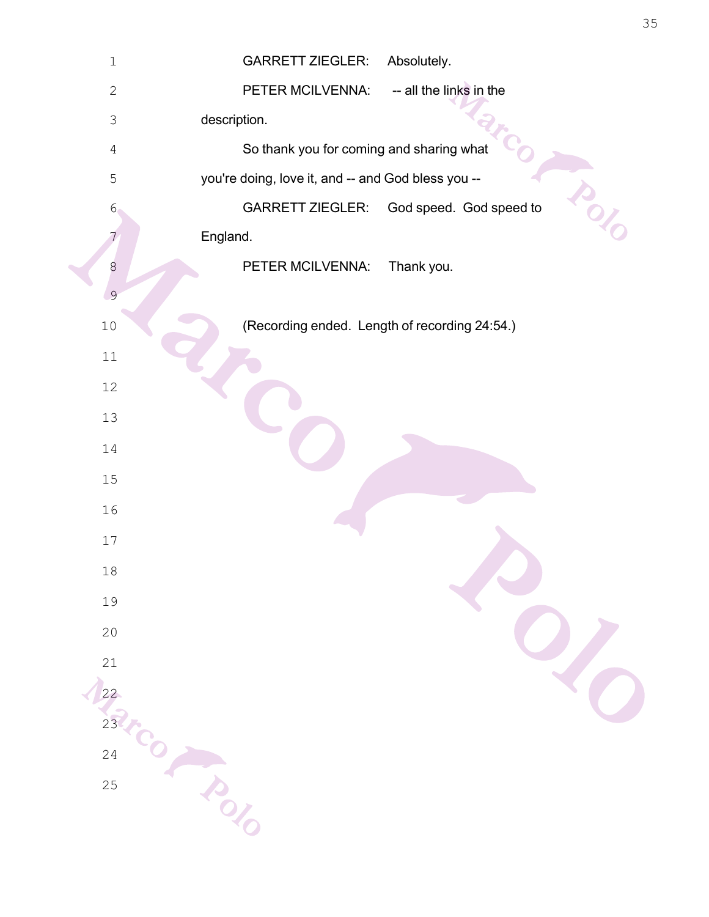GARRETT ZIEGLER: Absolutely.

PETER MCILVENNA: -- all the links in the description.

So thank you for coming and sharing what you're doing, love it, and -- and God bless you --

GARRETT ZIEGLER: God speed. God speed to England.

PETER MCILVENNA: Thank you.

(Recording ended. Length of recording 24:54.)